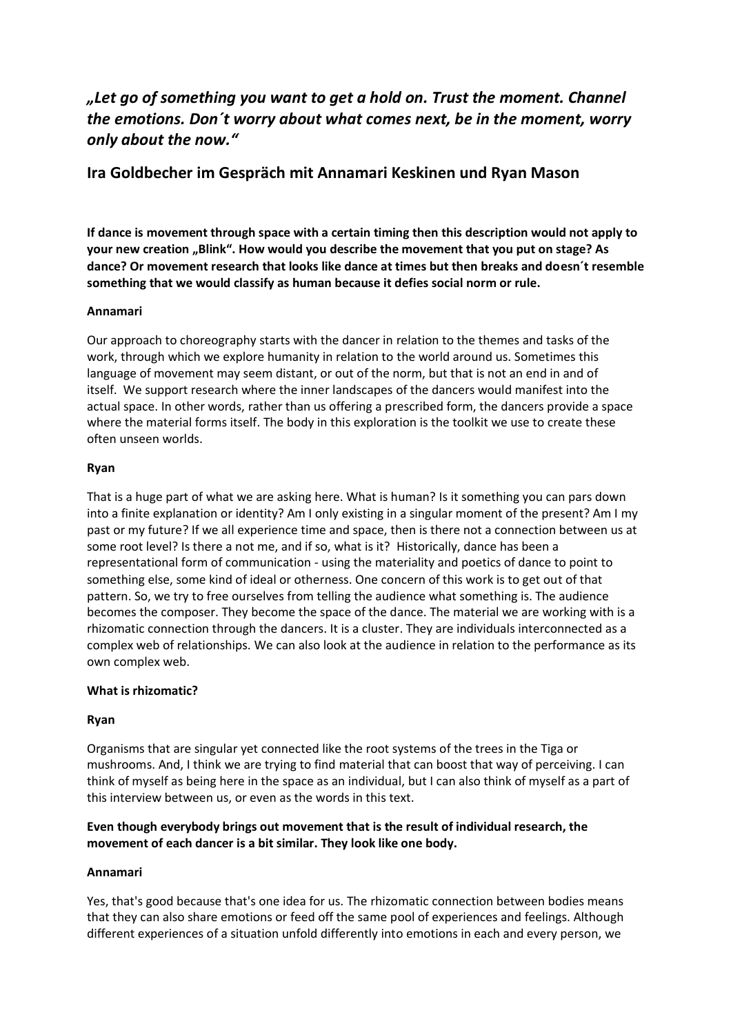## *„Let go of something you want to get a hold on. Trust the moment. Channel the emotions. Don´t worry about what comes next, be in the moment, worry only about the now."*

### Ira Goldbecher im Gespräch mit Annamari Keskinen und Ryan Mason

**If dance is movement through space with a certain timing then this description would not apply to your new creation „Blink". How would you describe the movement that you put on stage? As dance? Or movement research that looks like dance at times but then breaks and doesn´t resemble something that we would classify as human because it defies social norm or rule.**

**Annamari**

Our approach to choreography starts with the dancer in relation to the themes and tasks of the work, through which we explore humanity in relation to the world around us. Sometimes this language of movement may seem distant, or out of the norm, but that is not an end in and of itself. We support research where the inner landscapes of the dancers would manifest into the actual space. In other words, rather than us offering a prescribed form, the dancers provide a space where the material forms itself. The body in this exploration is the toolkit we use to create these often unseen worlds.

**Ryan**

That is a huge part of what we are asking here. What is human? Is it something you can pars down into a finite explanation or identity? Am I only existing in a singular moment of the present? Am I my past or my future? If we all experience time and space, then is there not a connection between us at some root level? Is there a not me, and if so, what is it? Historically, dance has been a representational form of communication - using the materiality and poetics of dance to point to something else, some kind of ideal or otherness. One concern of this work is to get out of that pattern. So, we try to free ourselves from telling the audience what something is. The audience becomes the composer. They become the space of the dance. The material we are working with is a rhizomatic connection through the dancers. It is a cluster. They are individuals interconnected as a complex web of relationships. We can also look at the audience in relation to the performance as its own complex web.

**What is rhizomatic?**

**Ryan**

Organisms that are singular yet connected like the root systems of the trees in the Tiga or mushrooms. And, I think we are trying to find material that can boost that way of perceiving. I can think of myself as being here in the space as an individual, but I can also think of myself as a part of this interview between us, or even as the words in this text.

**Even though everybody brings out movement that is the result of individual research, the movement of each dancer is a bit similar. They look like one body.**

**Annamari**

Yes, that's good because that's one idea for us. The rhizomatic connection between bodies means that they can also share emotions or feed off the same pool of experiences and feelings. Although different experiences of a situation unfold differently into emotions in each and every person, we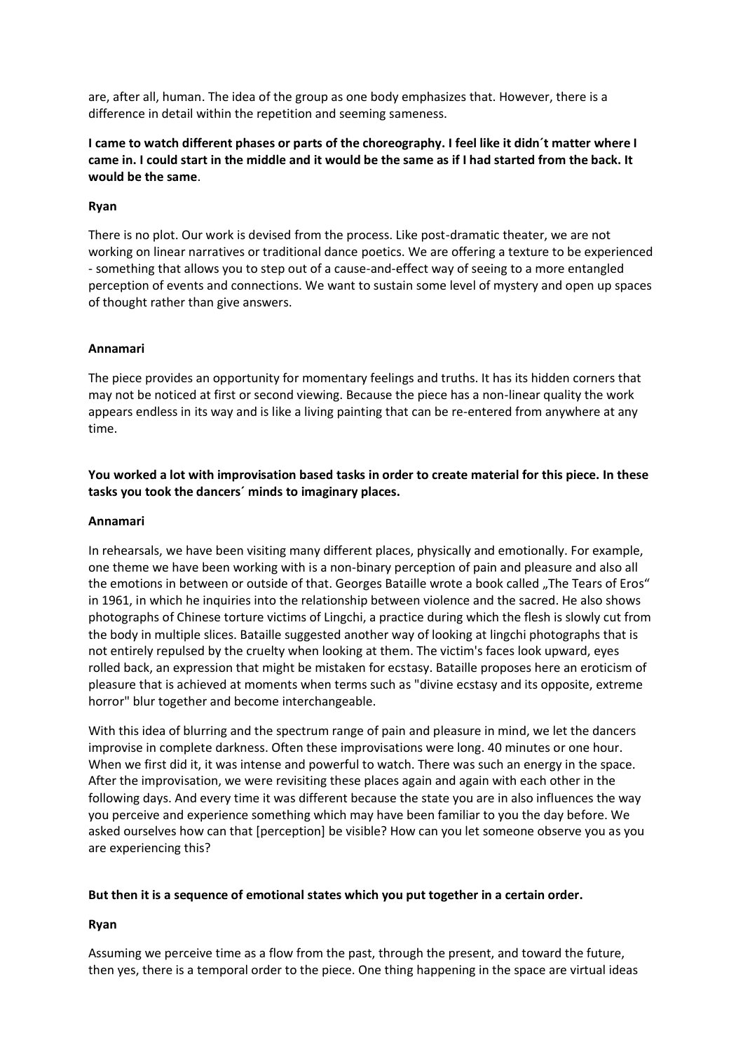are, after all, human. The idea of the group as one body emphasizes that. However, there is a difference in detail within the repetition and seeming sameness.

**I came to watch different phases or parts of the choreography. I feel like it didn´t matter where I came in. I could start in the middle and it would be the same as if I had started from the back. It would be the same**.

**Ryan**

There is no plot. Our work is devised from the process. Like post-dramatic theater, we are not working on linear narratives or traditional dance poetics. We are offering a texture to be experienced - something that allows you to step out of a cause-and-effect way of seeing to a more entangled perception of events and connections. We want to sustain some level of mystery and open up spaces of thought rather than give answers.

**Annamari**

The piece provides an opportunity for momentary feelings and truths. It has its hidden corners that may not be noticed at first or second viewing. Because the piece has a non-linear quality the work appears endless in its way and is like a living painting that can be re-entered from anywhere at any time.

**You worked a lot with improvisation based tasks in order to create material for this piece. In these tasks you took the dancers´ minds to imaginary places.**

**Annamari**

In rehearsals, we have been visiting many different places, physically and emotionally. For example, one theme we have been working with is a non-binary perception of pain and pleasure and also all the emotions in between or outside of that. Georges Bataille wrote a book called „The Tears of Eros" in 1961, in which he inquiries into the relationship between violence and the sacred. He also shows photographs of Chinese torture victims of Lingchi, a practice during which the flesh is slowly cut from the body in multiple slices. Bataille suggested another way of looking at lingchi photographs that is not entirely repulsed by the cruelty when looking at them. The victim's faces look upward, eyes rolled back, an expression that might be mistaken for ecstasy. Bataille proposes here an eroticism of pleasure that is achieved at moments when terms such as "divine ecstasy and its opposite, extreme horror" blur together and become interchangeable.

With this idea of blurring and the spectrum range of pain and pleasure in mind, we let the dancers improvise in complete darkness. Often these improvisations were long. 40 minutes or one hour. When we first did it, it was intense and powerful to watch. There was such an energy in the space. After the improvisation, we were revisiting these places again and again with each other in the following days. And every time it was different because the state you are in also influences the way you perceive and experience something which may have been familiar to you the day before. We asked ourselves how can that [perception] be visible? How can you let someone observe you as you are experiencing this?

**But then it is a sequence of emotional states which you put together in a certain order.**

**Ryan**

Assuming we perceive time as a flow from the past, through the present, and toward the future, then yes, there is a temporal order to the piece. One thing happening in the space are virtual ideas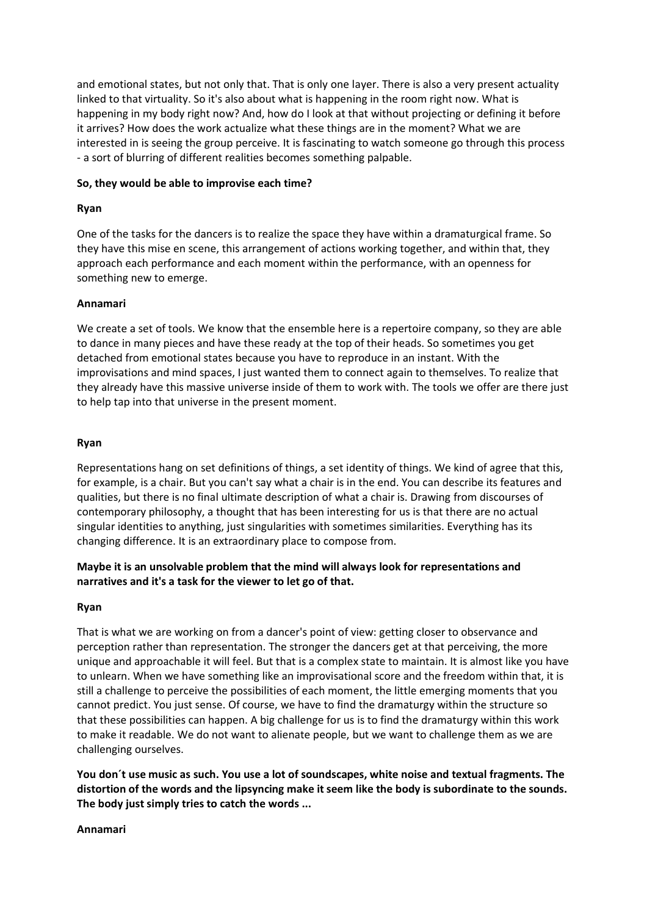and emotional states, but not only that. That is only one layer. There is also a very present actuality linked to that virtuality. So it's also about what is happening in the room right now. What is happening in my body right now? And, how do I look at that without projecting or defining it before it arrives? How does the work actualize what these things are in the moment? What we are interested in is seeing the group perceive. It is fascinating to watch someone go through this process - a sort of blurring of different realities becomes something palpable.

**So, they would be able to improvise each time?**

**Ryan**

One of the tasks for the dancers is to realize the space they have within a dramaturgical frame. So they have this mise en scene, this arrangement of actions working together, and within that, they approach each performance and each moment within the performance, with an openness for something new to emerge.

**Annamari**

We create a set of tools. We know that the ensemble here is a repertoire company, so they are able to dance in many pieces and have these ready at the top of their heads. So sometimes you get detached from emotional states because you have to reproduce in an instant. With the improvisations and mind spaces, I just wanted them to connect again to themselves. To realize that they already have this massive universe inside of them to work with. The tools we offer are there just to help tap into that universe in the present moment.

**Ryan**

Representations hang on set definitions of things, a set identity of things. We kind of agree that this, for example, is a chair. But you can't say what a chair is in the end. You can describe its features and qualities, but there is no final ultimate description of what a chair is. Drawing from discourses of contemporary philosophy, a thought that has been interesting for us is that there are no actual singular identities to anything, just singularities with sometimes similarities. Everything has its changing difference. It is an extraordinary place to compose from.

**Maybe it is an unsolvable problem that the mind will always look for representations and narratives and it's a task for the viewer to let go of that.**

**Ryan**

That is what we are working on from a dancer's point of view: getting closer to observance and perception rather than representation. The stronger the dancers get at that perceiving, the more unique and approachable it will feel. But that is a complex state to maintain. It is almost like you have to unlearn. When we have something like an improvisational score and the freedom within that, it is still a challenge to perceive the possibilities of each moment, the little emerging moments that you cannot predict. You just sense. Of course, we have to find the dramaturgy within the structure so that these possibilities can happen. A big challenge for us is to find the dramaturgy within this work to make it readable. We do not want to alienate people, but we want to challenge them as we are challenging ourselves.

**You don´t use music as such. You use a lot of soundscapes, white noise and textual fragments. The distortion of the words and the lipsyncing make it seem like the body is subordinate to the sounds. The body just simply tries to catch the words ...**

**Annamari**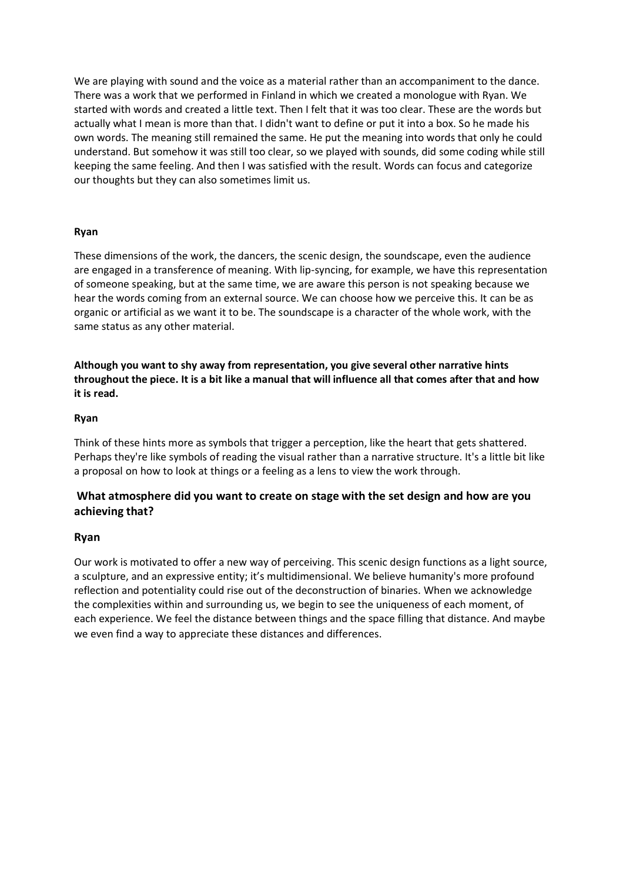We are playing with sound and the voice as a material rather than an accompaniment to the dance. There was a work that we performed in Finland in which we created a monologue with Ryan. We started with words and created a little text. Then I felt that it was too clear. These are the words but actually what I mean is more than that. I didn't want to define or put it into a box. So he made his own words. The meaning still remained the same. He put the meaning into words that only he could understand. But somehow it was still too clear, so we played with sounds, did some coding while still keeping the same feeling. And then I was satisfied with the result. Words can focus and categorize our thoughts but they can also sometimes limit us.

**Ryan**

These dimensions of the work, the dancers, the scenic design, the soundscape, even the audience are engaged in a transference of meaning. With lip-syncing, for example, we have this representation of someone speaking, but at the same time, we are aware this person is not speaking because we hear the words coming from an external source. We can choose how we perceive this. It can be as organic or artificial as we want it to be. The soundscape is a character of the whole work, with the same status as any other material.

**Although you want to shy away from representation, you give several other narrative hints throughout the piece. It is a bit like a manual that will influence all that comes after that and how it is read.**

**Ryan**

Think of these hints more as symbols that trigger a perception, like the heart that gets shattered. Perhaps they're like symbols of reading the visual rather than a narrative structure. It's a little bit like a proposal on how to look at things or a feeling as a lens to view the work through.

**What atmosphere did you want to create on stage with the set design and how are you achieving that?**

**Ryan**

Our work is motivated to offer a new way of perceiving. This scenic design functions as a light source, a sculpture, and an expressive entity; it's multidimensional. We believe humanity's more profound reflection and potentiality could rise out of the deconstruction of binaries. When we acknowledge the complexities within and surrounding us, we begin to see the uniqueness of each moment, of each experience. We feel the distance between things and the space filling that distance. And maybe we even find a way to appreciate these distances and differences.